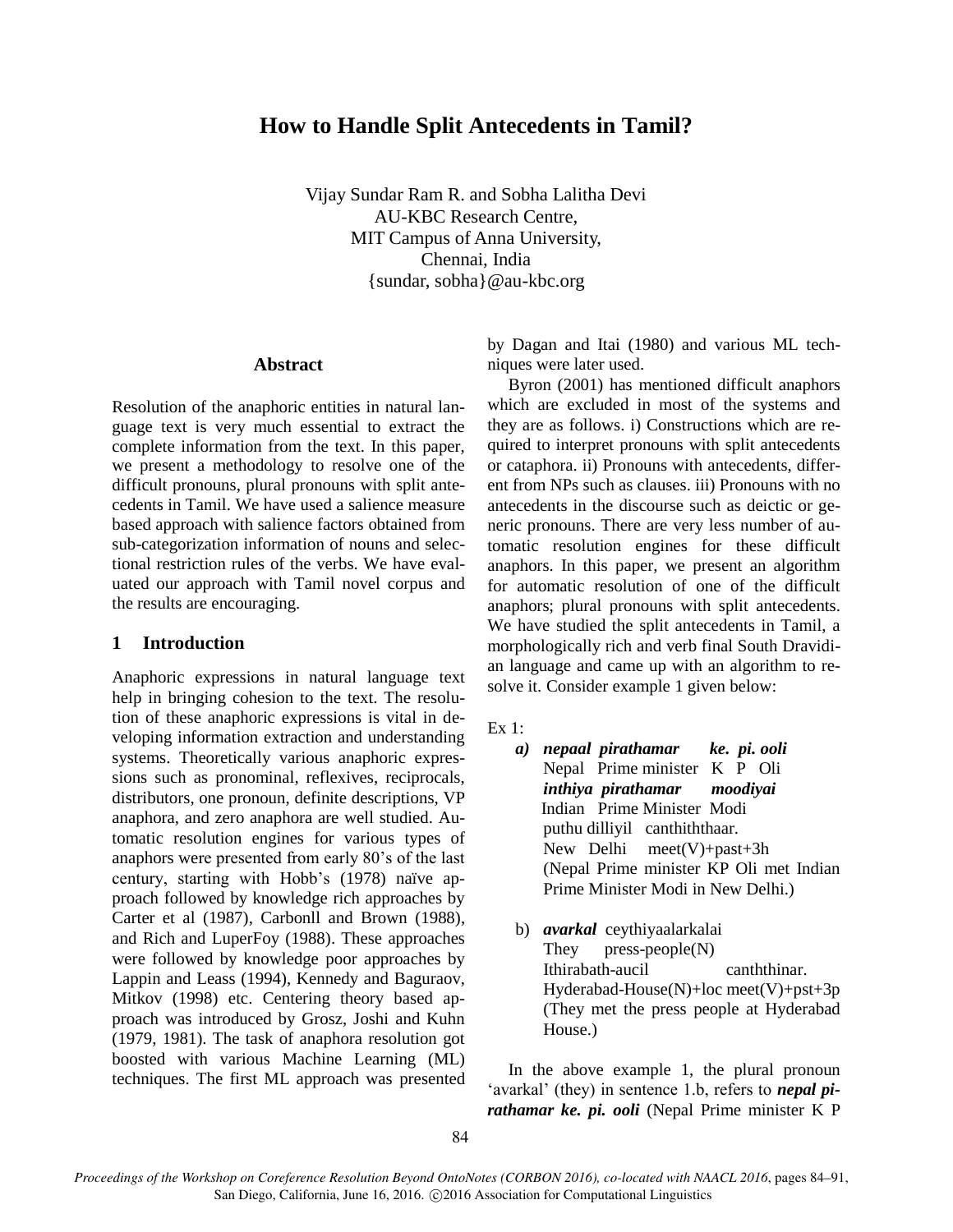# How to Handle Split Antecedents in Tamil?

Vijay Sundar Ram R. and Sobha Lalitha Devi
AU-KBC Research Centre,
MIT Campus of Anna University,
Chennai, India
{sundar, sobha}@au-kbc.org

## Abstract

Resolution of the anaphoric entities in natural language text is very much essential to extract the complete information from the text. In this paper, we present a methodology to resolve one of the difficult pronouns, plural pronouns with split antecedents in Tamil. We have used a salience measure based approach with salience factors obtained from sub-categorization information of nouns and selectional restriction rules of the verbs. We have evaluated our approach with Tamil novel corpus and the results are encouraging.

## 1 Introduction

Anaphoric expressions in natural language text help in bringing cohesion to the text. The resolution of these anaphoric expressions is vital in developing information extraction and understanding systems. Theoretically various anaphoric expressions such as pronominal, reflexives, reciprocals, distributors, one pronoun, definite descriptions, VP anaphora, and zero anaphora are well studied. Automatic resolution engines for various types of anaphors were presented from early 80's of the last century, starting with Hobb's (1978) naïve approach followed by knowledge rich approaches by Carter et al (1987), Carbonll and Brown (1988), and Rich and LuperFoy (1988). These approaches were followed by knowledge poor approaches by Lappin and Leass (1994), Kennedy and Baguraov, Mitkov (1998) etc. Centering theory based approach was introduced by Grosz, Joshi and Kuhn (1979, 1981). The task of anaphora resolution got boosted with various Machine Learning (ML) techniques. The first ML approach was presented by Dagan and Itai (1980) and various ML techniques were later used.

Byron (2001) has mentioned difficult anaphors which are excluded in most of the systems and they are as follows. i) Constructions which are required to interpret pronouns with split antecedents or cataphora. ii) Pronouns with antecedents, different from NPs such as clauses. iii) Pronouns with no antecedents in the discourse such as deictic or generic pronouns. There are very less number of automatic resolution engines for these difficult anaphors. In this paper, we present an algorithm for automatic resolution of one of the difficult anaphors; plural pronouns with split antecedents. We have studied the split antecedents in Tamil, a morphologically rich and verb final South Dravidian language and came up with an algorithm to resolve it. Consider example 1 given below:

Ex 1:

*a)* ***nepaal pirathamar ke. pi. ooli***
Nepal Prime minister K P Oli
***inthiya pirathamar moodiyai***
Indian Prime Minister Modi
puthu dilliyil canthiththaar.
New Delhi meet(V)+past+3h
(Nepal Prime minister KP Oli met Indian Prime Minister Modi in New Delhi.)

b) ***avarkal*** ceythiyaalarkalai
They press-people(N)
Ithirabath-aucil canththinar.
Hyderabad-House(N)+loc meet(V)+pst+3p
(They met the press people at Hyderabad House.)

In the above example 1, the plural pronoun 'avarkal' (they) in sentence 1.b, refers to ***nepal pirathamar ke. pi. ooli*** (Nepal Prime minister K P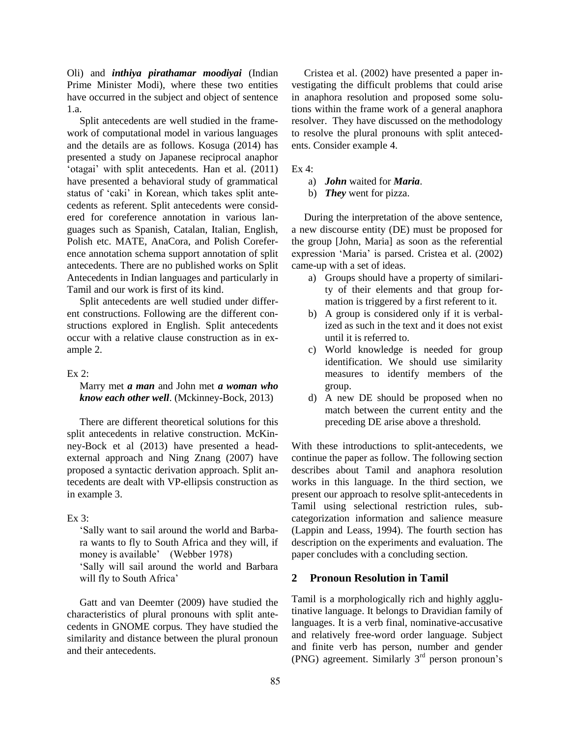Oli) and ***inthiya pirathamar moodiyai*** (Indian Prime Minister Modi), where these two entities have occurred in the subject and object of sentence 1.a.

Split antecedents are well studied in the framework of computational model in various languages and the details are as follows. Kosuga (2014) has presented a study on Japanese reciprocal anaphor 'otagai' with split antecedents. Han et al. (2011) have presented a behavioral study of grammatical status of 'caki' in Korean, which takes split antecedents as referent. Split antecedents were considered for coreference annotation in various languages such as Spanish, Catalan, Italian, English, Polish etc. MATE, AnaCora, and Polish Coreference annotation schema support annotation of split antecedents. There are no published works on Split Antecedents in Indian languages and particularly in Tamil and our work is first of its kind.

Split antecedents are well studied under different constructions. Following are the different constructions explored in English. Split antecedents occur with a relative clause construction as in example 2.

Ex 2:

Marry met ***a man*** and John met ***a woman who know each other well***. (Mckinney-Bock, 2013)

There are different theoretical solutions for this split antecedents in relative construction. McKinney-Bock et al (2013) have presented a head-external approach and Ning Znang (2007) have proposed a syntactic derivation approach. Split antecedents are dealt with VP-ellipsis construction as in example 3.

Ex 3:

'Sally want to sail around the world and Barbara wants to fly to South Africa and they will, if money is available' (Webber 1978)

'Sally will sail around the world and Barbara will fly to South Africa'

Gatt and van Deemter (2009) have studied the characteristics of plural pronouns with split antecedents in GNOME corpus. They have studied the similarity and distance between the plural pronoun and their antecedents.

Cristea et al. (2002) have presented a paper investigating the difficult problems that could arise in anaphora resolution and proposed some solutions within the frame work of a general anaphora resolver. They have discussed on the methodology to resolve the plural pronouns with split antecedents. Consider example 4.

Ex 4:

a) ***John*** waited for ***Maria***.
b) ***They*** went for pizza.

During the interpretation of the above sentence, a new discourse entity (DE) must be proposed for the group [John, Maria] as soon as the referential expression 'Maria' is parsed. Cristea et al. (2002) came-up with a set of ideas.

a) Groups should have a property of similarity of their elements and that group formation is triggered by a first referent to it.
b) A group is considered only if it is verbalized as such in the text and it does not exist until it is referred to.
c) World knowledge is needed for group identification. We should use similarity measures to identify members of the group.
d) A new DE should be proposed when no match between the current entity and the preceding DE arise above a threshold.

With these introductions to split-antecedents, we continue the paper as follow. The following section describes about Tamil and anaphora resolution works in this language. In the third section, we present our approach to resolve split-antecedents in Tamil using selectional restriction rules, subcategorization information and salience measure (Lappin and Leass, 1994). The fourth section has description on the experiments and evaluation. The paper concludes with a concluding section.

## 2 Pronoun Resolution in Tamil

Tamil is a morphologically rich and highly agglutinative language. It belongs to Dravidian family of languages. It is a verb final, nominative-accusative and relatively free-word order language. Subject and finite verb has person, number and gender (PNG) agreement. Similarly 3rd person pronoun's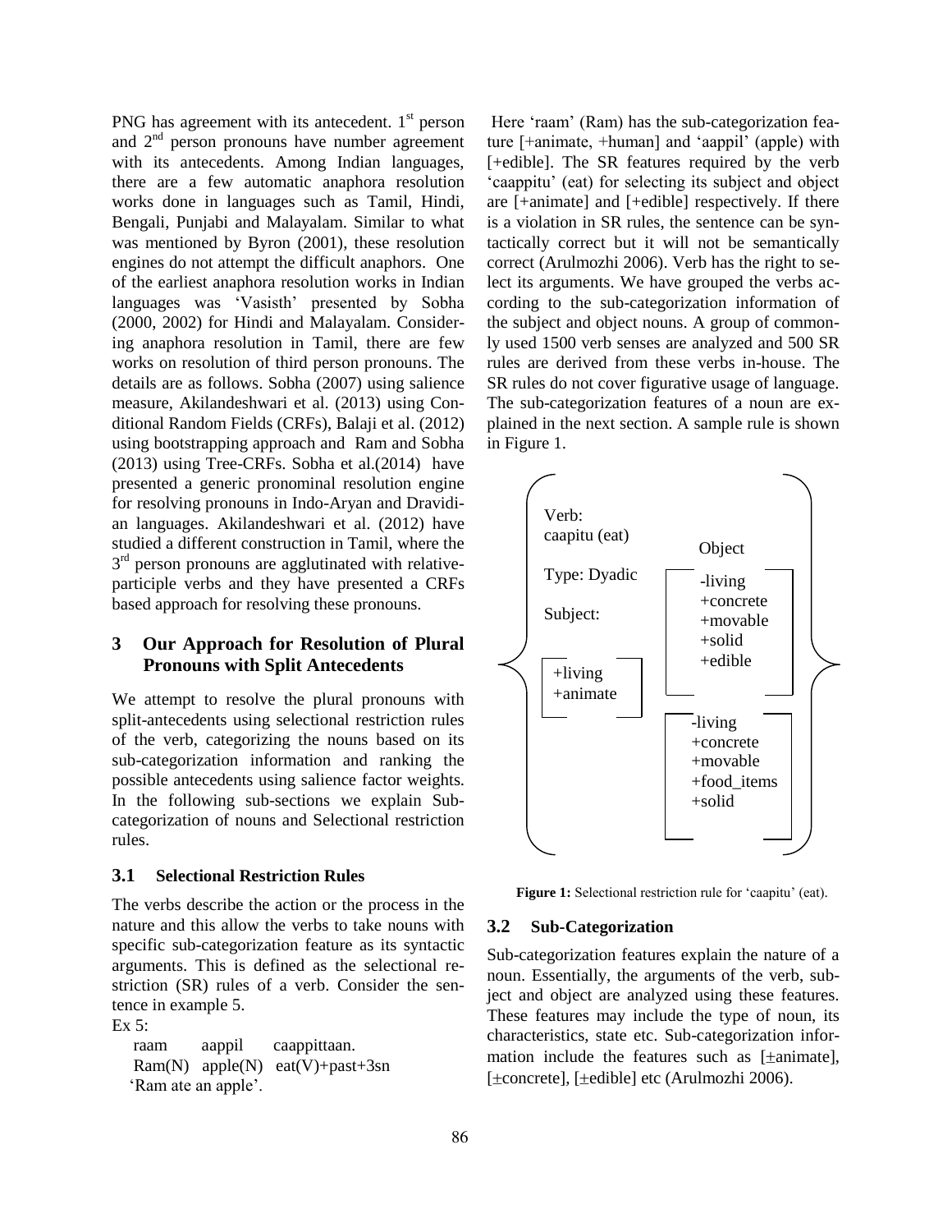PNG has agreement with its antecedent. 1st person and 2nd person pronouns have number agreement with its antecedents. Among Indian languages, there are a few automatic anaphora resolution works done in languages such as Tamil, Hindi, Bengali, Punjabi and Malayalam. Similar to what was mentioned by Byron (2001), these resolution engines do not attempt the difficult anaphors. One of the earliest anaphora resolution works in Indian languages was 'Vasisth' presented by Sobha (2000, 2002) for Hindi and Malayalam. Considering anaphora resolution in Tamil, there are few works on resolution of third person pronouns. The details are as follows. Sobha (2007) using salience measure, Akilandeshwari et al. (2013) using Conditional Random Fields (CRFs), Balaji et al. (2012) using bootstrapping approach and Ram and Sobha (2013) using Tree-CRFs. Sobha et al.(2014) have presented a generic pronominal resolution engine for resolving pronouns in Indo-Aryan and Dravidian languages. Akilandeshwari et al. (2012) have studied a different construction in Tamil, where the 3rd person pronouns are agglutinated with relative-participle verbs and they have presented a CRFs based approach for resolving these pronouns.

## 3 Our Approach for Resolution of Plural Pronouns with Split Antecedents

We attempt to resolve the plural pronouns with split-antecedents using selectional restriction rules of the verb, categorizing the nouns based on its sub-categorization information and ranking the possible antecedents using salience factor weights. In the following sub-sections we explain Sub-categorization of nouns and Selectional restriction rules.

### 3.1 Selectional Restriction Rules

The verbs describe the action or the process in the nature and this allow the verbs to take nouns with specific sub-categorization feature as its syntactic arguments. This is defined as the selectional restriction (SR) rules of a verb. Consider the sentence in example 5.

Ex 5:

raam aappil caappittaan.
Ram(N) apple(N) eat(V)+past+3sn
'Ram ate an apple'.

Here 'raam' (Ram) has the sub-categorization feature [+animate, +human] and 'aappil' (apple) with [+edible]. The SR features required by the verb 'caappitu' (eat) for selecting its subject and object are [+animate] and [+edible] respectively. If there is a violation in SR rules, the sentence can be syntactically correct but it will not be semantically correct (Arulmozhi 2006). Verb has the right to select its arguments. We have grouped the verbs according to the sub-categorization information of the subject and object nouns. A group of commonly used 1500 verb senses are analyzed and 500 SR rules are derived from these verbs in-house. The SR rules do not cover figurative usage of language. The sub-categorization features of a noun are explained in the next section. A sample rule is shown in Figure 1.

Verb: caapitu (eat)
Type: Dyadic
Subject: [+living, +animate]
Object: [-living, +concrete, +movable, +solid, +edible] [-living, +concrete, +movable, +food_items, +solid]

**Figure 1:** Selectional restriction rule for 'caapitu' (eat).

### 3.2 Sub-Categorization

Sub-categorization features explain the nature of a noun. Essentially, the arguments of the verb, subject and object are analyzed using these features. These features may include the type of noun, its characteristics, state etc. Sub-categorization information include the features such as [±animate], [±concrete], [±edible] etc (Arulmozhi 2006).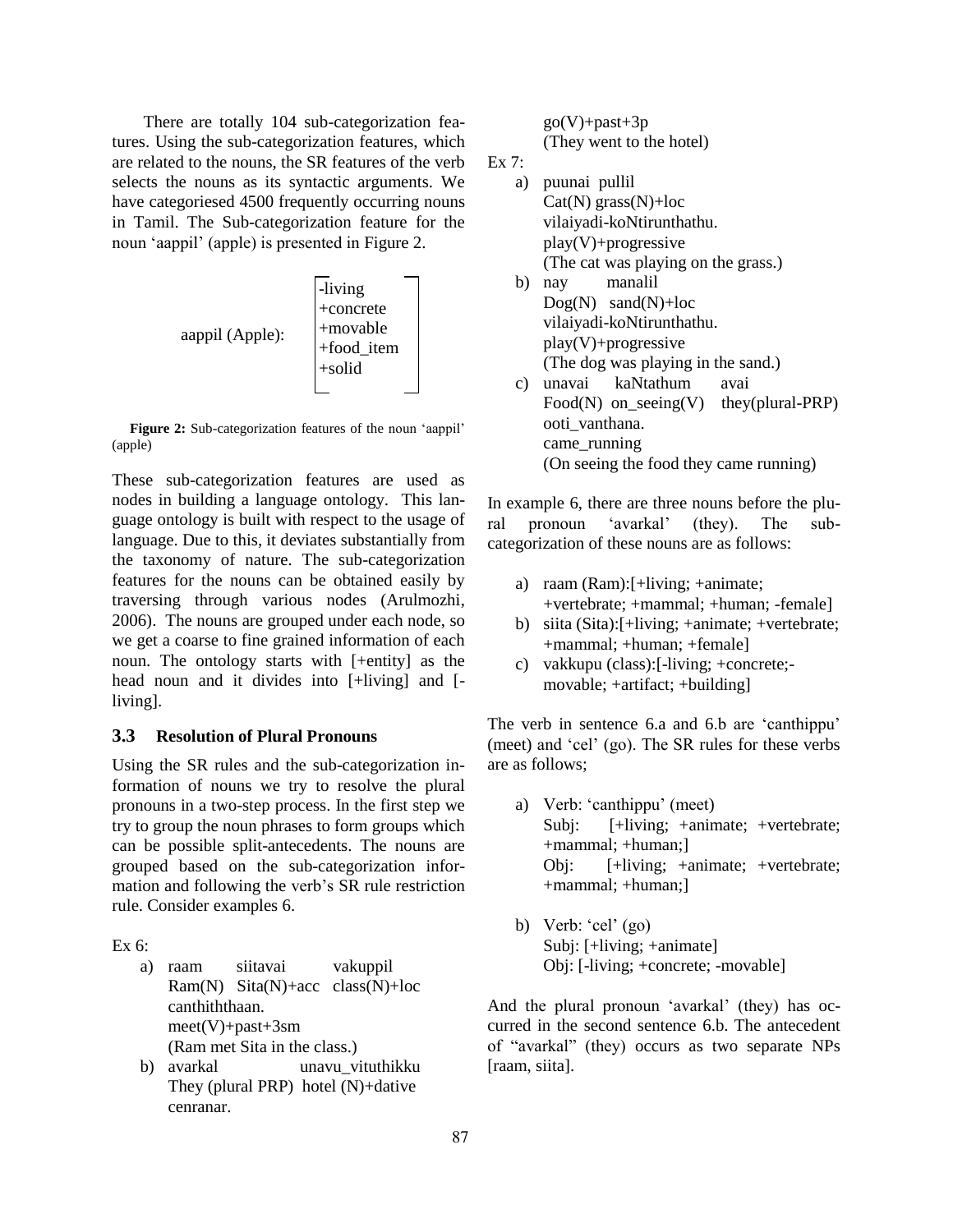There are totally 104 sub-categorization features. Using the sub-categorization features, which are related to the nouns, the SR features of the verb selects the nouns as its syntactic arguments. We have categoriesed 4500 frequently occurring nouns in Tamil. The Sub-categorization feature for the noun 'aappil' (apple) is presented in Figure 2.

aappil (Apple):
-living
+concrete
+movable
+food_item
+solid

**Figure 2:** Sub-categorization features of the noun 'aappil' (apple)

These sub-categorization features are used as nodes in building a language ontology. This language ontology is built with respect to the usage of language. Due to this, it deviates substantially from the taxonomy of nature. The sub-categorization features for the nouns can be obtained easily by traversing through various nodes (Arulmozhi, 2006). The nouns are grouped under each node, so we get a coarse to fine grained information of each noun. The ontology starts with [+entity] as the head noun and it divides into [+living] and [-living].

### 3.3 Resolution of Plural Pronouns

Using the SR rules and the sub-categorization information of nouns we try to resolve the plural pronouns in a two-step process. In the first step we try to group the noun phrases to form groups which can be possible split-antecedents. The nouns are grouped based on the sub-categorization information and following the verb's SR rule restriction rule. Consider examples 6.

Ex 6:

a) raam siitavai vakuppil
Ram(N) Sita(N)+acc class(N)+loc
canthiththaan.
meet(V)+past+3sm
(Ram met Sita in the class.)

b) avarkal unavu_vituthikku
They (plural PRP) hotel (N)+dative
cenranar.
go(V)+past+3p
(They went to the hotel)

Ex 7:

a) puunai pullil
Cat(N) grass(N)+loc
vilaiyadi-koNtirunthathu.
play(V)+progressive
(The cat was playing on the grass.)

b) nay manalil
Dog(N) sand(N)+loc
vilaiyadi-koNtirunthathu.
play(V)+progressive
(The dog was playing in the sand.)

c) unavai kaNtathum avai
Food(N) on_seeing(V) they(plural-PRP)
ooti_vanthana.
came_running
(On seeing the food they came running)

In example 6, there are three nouns before the plural pronoun 'avarkal' (they). The sub-categorization of these nouns are as follows:

a) raam (Ram):[+living; +animate; +vertebrate; +mammal; +human; -female]
b) siita (Sita):[+living; +animate; +vertebrate; +mammal; +human; +female]
c) vakkupu (class):[-living; +concrete;-movable; +artifact; +building]

The verb in sentence 6.a and 6.b are 'canthippu' (meet) and 'cel' (go). The SR rules for these verbs are as follows;

a) Verb: 'canthippu' (meet)
Subj: [+living; +animate; +vertebrate; +mammal; +human;]
Obj: [+living; +animate; +vertebrate; +mammal; +human;]

b) Verb: 'cel' (go)
Subj: [+living; +animate]
Obj: [-living; +concrete; -movable]

And the plural pronoun 'avarkal' (they) has occurred in the second sentence 6.b. The antecedent of "avarkal" (they) occurs as two separate NPs [raam, siita].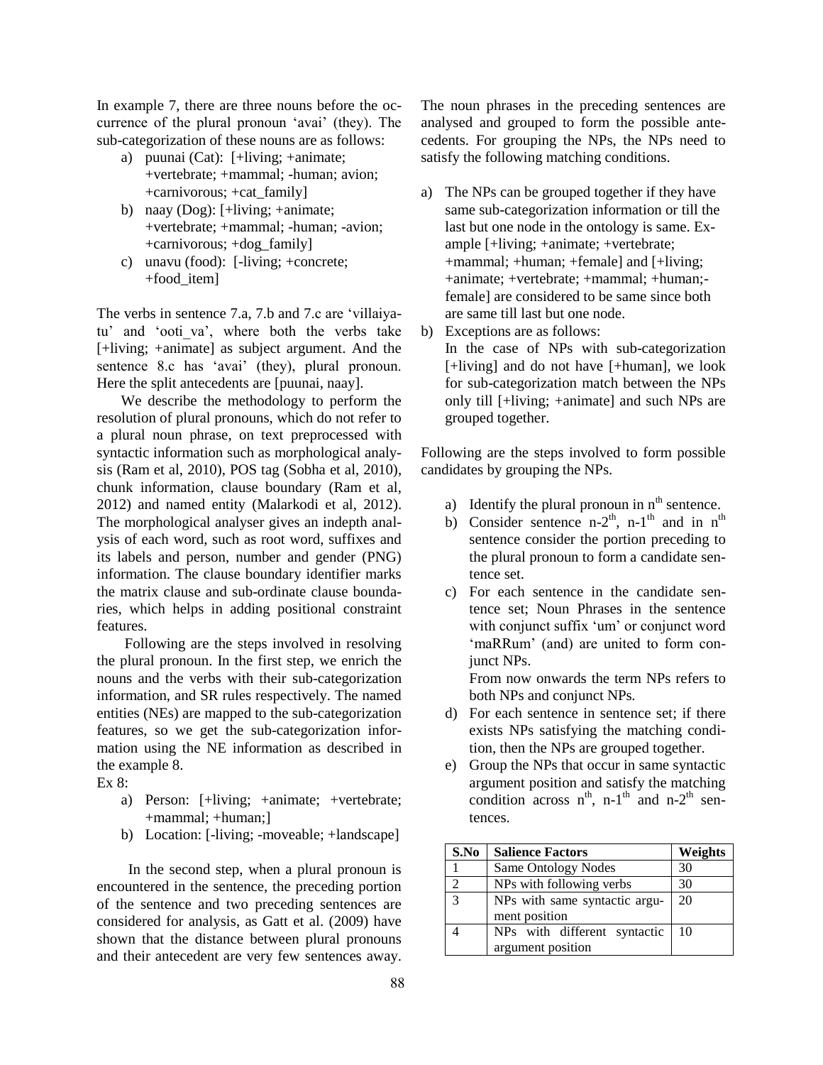In example 7, there are three nouns before the occurrence of the plural pronoun 'avai' (they). The sub-categorization of these nouns are as follows:

a) puunai (Cat): [+living; +animate; +vertebrate; +mammal; -human; avion; +carnivorous; +cat_family]
b) naay (Dog): [+living; +animate; +vertebrate; +mammal; -human; -avion; +carnivorous; +dog_family]
c) unavu (food): [-living; +concrete; +food_item]

The verbs in sentence 7.a, 7.b and 7.c are 'villaiyatu' and 'ooti_va', where both the verbs take [+living; +animate] as subject argument. And the sentence 8.c has 'avai' (they), plural pronoun. Here the split antecedents are [puunai, naay].

We describe the methodology to perform the resolution of plural pronouns, which do not refer to a plural noun phrase, on text preprocessed with syntactic information such as morphological analysis (Ram et al, 2010), POS tag (Sobha et al, 2010), chunk information, clause boundary (Ram et al, 2012) and named entity (Malarkodi et al, 2012). The morphological analyser gives an indepth analysis of each word, such as root word, suffixes and its labels and person, number and gender (PNG) information. The clause boundary identifier marks the matrix clause and sub-ordinate clause boundaries, which helps in adding positional constraint features.

Following are the steps involved in resolving the plural pronoun. In the first step, we enrich the nouns and the verbs with their sub-categorization information, and SR rules respectively. The named entities (NEs) are mapped to the sub-categorization features, so we get the sub-categorization information using the NE information as described in the example 8.

Ex 8:

a) Person: [+living; +animate; +vertebrate; +mammal; +human;]
b) Location: [-living; -moveable; +landscape]

In the second step, when a plural pronoun is encountered in the sentence, the preceding portion of the sentence and two preceding sentences are considered for analysis, as Gatt et al. (2009) have shown that the distance between plural pronouns and their antecedent are very few sentences away. The noun phrases in the preceding sentences are analysed and grouped to form the possible antecedents. For grouping the NPs, the NPs need to satisfy the following matching conditions.

a) The NPs can be grouped together if they have same sub-categorization information or till the last but one node in the ontology is same. Example [+living; +animate; +vertebrate; +mammal; +human; +female] and [+living; +animate; +vertebrate; +mammal; +human;-female] are considered to be same since both are same till last but one node.
b) Exceptions are as follows:
   In the case of NPs with sub-categorization [+living] and do not have [+human], we look for sub-categorization match between the NPs only till [+living; +animate] and such NPs are grouped together.

Following are the steps involved to form possible candidates by grouping the NPs.

a) Identify the plural pronoun in $n^{th}$ sentence.
b) Consider sentence $n\text{-}2^{th}$, $n\text{-}1^{th}$ and in $n^{th}$ sentence consider the portion preceding to the plural pronoun to form a candidate sentence set.
c) For each sentence in the candidate sentence set; Noun Phrases in the sentence with conjunct suffix 'um' or conjunct word 'maRRum' (and) are united to form conjunct NPs.
   From now onwards the term NPs refers to both NPs and conjunct NPs.
d) For each sentence in sentence set; if there exists NPs satisfying the matching condition, then the NPs are grouped together.
e) Group the NPs that occur in same syntactic argument position and satisfy the matching condition across $n^{th}$, $n\text{-}1^{th}$ and $n\text{-}2^{th}$ sentences.

| S.No | Salience Factors | Weights |
|---|---|---|
| 1 | Same Ontology Nodes | 30 |
| 2 | NPs with following verbs | 30 |
| 3 | NPs with same syntactic argument position | 20 |
| 4 | NPs with different syntactic argument position | 10 |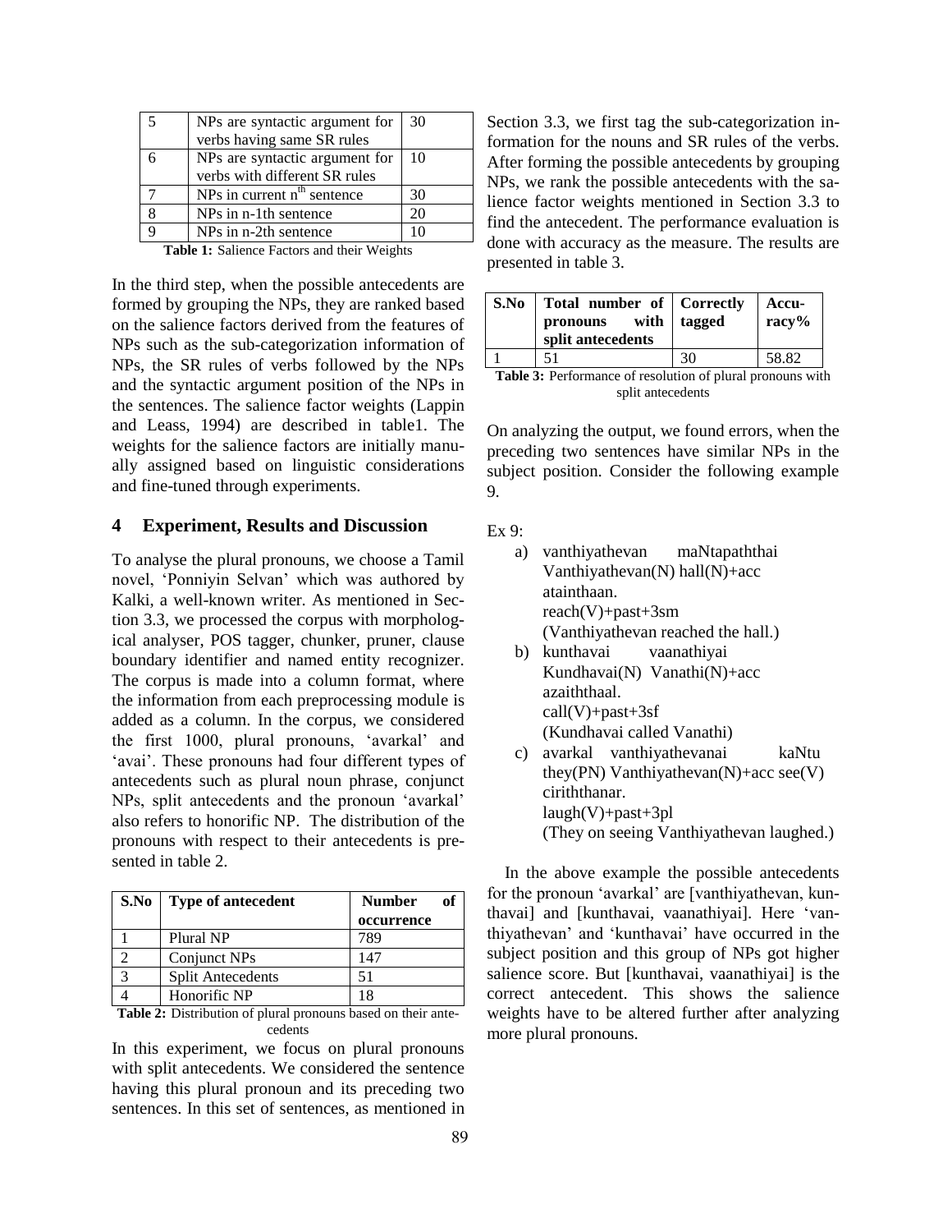| 5 | NPs are syntactic argument for verbs having same SR rules | 30 |
|---|---|---|
| 6 | NPs are syntactic argument for verbs with different SR rules | 10 |
| 7 | NPs in current n[th] sentence | 30 |
| 8 | NPs in n-1th sentence | 20 |
| 9 | NPs in n-2th sentence | 10 |

**Table 1:** Salience Factors and their Weights

In the third step, when the possible antecedents are formed by grouping the NPs, they are ranked based on the salience factors derived from the features of NPs such as the sub-categorization information of NPs, the SR rules of verbs followed by the NPs and the syntactic argument position of the NPs in the sentences. The salience factor weights (Lappin and Leass, 1994) are described in table1. The weights for the salience factors are initially manually assigned based on linguistic considerations and fine-tuned through experiments.

## 4 Experiment, Results and Discussion

To analyse the plural pronouns, we choose a Tamil novel, 'Ponniyin Selvan' which was authored by Kalki, a well-known writer. As mentioned in Section 3.3, we processed the corpus with morphological analyser, POS tagger, chunker, pruner, clause boundary identifier and named entity recognizer. The corpus is made into a column format, where the information from each preprocessing module is added as a column. In the corpus, we considered the first 1000, plural pronouns, 'avarkal' and 'avai'. These pronouns had four different types of antecedents such as plural noun phrase, conjunct NPs, split antecedents and the pronoun 'avarkal' also refers to honorific NP. The distribution of the pronouns with respect to their antecedents is presented in table 2.

| S.No | Type of antecedent | Number of occurrence |
|---|---|---|
| 1 | Plural NP | 789 |
| 2 | Conjunct NPs | 147 |
| 3 | Split Antecedents | 51 |
| 4 | Honorific NP | 18 |

**Table 2:** Distribution of plural pronouns based on their antecedents

In this experiment, we focus on plural pronouns with split antecedents. We considered the sentence having this plural pronoun and its preceding two sentences. In this set of sentences, as mentioned in Section 3.3, we first tag the sub-categorization information for the nouns and SR rules of the verbs. After forming the possible antecedents by grouping NPs, we rank the possible antecedents with the salience factor weights mentioned in Section 3.3 to find the antecedent. The performance evaluation is done with accuracy as the measure. The results are presented in table 3.

| S.No | Total number of pronouns with split antecedents | Correctly tagged | Accuracy% |
|---|---|---|---|
| 1 | 51 | 30 | 58.82 |

**Table 3:** Performance of resolution of plural pronouns with split antecedents

On analyzing the output, we found errors, when the preceding two sentences have similar NPs in the subject position. Consider the following example 9.

Ex 9:

a) vanthiyathevan maNtapaththai
 Vanthiyathevan(N) hall(N)+acc
 atainthaan.
 reach(V)+past+3sm
 (Vanthiyathevan reached the hall.)

b) kunthavai vaanathiyai
 Kundhavai(N) Vanathi(N)+acc
 azaiththaal.
 call(V)+past+3sf
 (Kundhavai called Vanathi)

c) avarkal vanthiyathevanai kaNtu
 they(PN) Vanthiyathevan(N)+acc see(V)
 ciriththanar.
 laugh(V)+past+3pl
 (They on seeing Vanthiyathevan laughed.)

In the above example the possible antecedents for the pronoun 'avarkal' are [vanthiyathevan, kunthavai] and [kunthavai, vaanathiyai]. Here 'vanthiyathevan' and 'kunthavai' have occurred in the subject position and this group of NPs got higher salience score. But [kunthavai, vaanathiyai] is the correct antecedent. This shows the salience weights have to be altered further after analyzing more plural pronouns.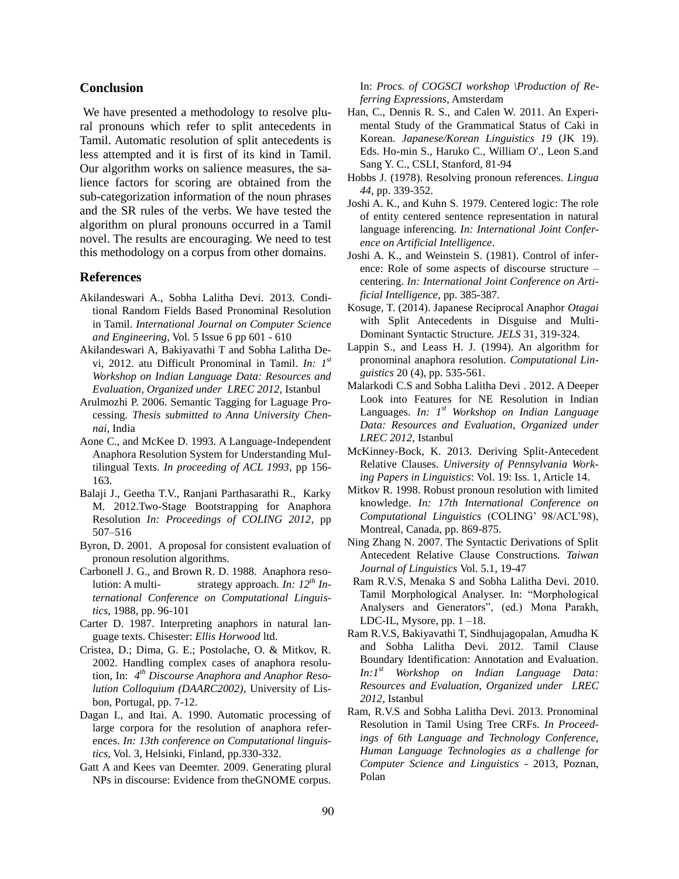## Conclusion

We have presented a methodology to resolve plural pronouns which refer to split antecedents in Tamil. Automatic resolution of split antecedents is less attempted and it is first of its kind in Tamil. Our algorithm works on salience measures, the salience factors for scoring are obtained from the sub-categorization information of the noun phrases and the SR rules of the verbs. We have tested the algorithm on plural pronouns occurred in a Tamil novel. The results are encouraging. We need to test this methodology on a corpus from other domains.

## References

Akilandeswari A., Sobha Lalitha Devi. 2013. Conditional Random Fields Based Pronominal Resolution in Tamil. *International Journal on Computer Science and Engineering*, Vol. 5 Issue 6 pp 601 - 610

Akilandeswari A, Bakiyavathi T and Sobha Lalitha Devi, 2012. atu Difficult Pronominal in Tamil. *In: 1st Workshop on Indian Language Data: Resources and Evaluation, Organized under LREC 2012,* Istanbul

Arulmozhi P. 2006. Semantic Tagging for Laguage Processing. *Thesis submitted to Anna University Chennai*, India

Aone C., and McKee D. 1993. A Language-Independent Anaphora Resolution System for Understanding Multilingual Texts. *In proceeding of ACL 1993*, pp 156-163.

Balaji J., Geetha T.V., Ranjani Parthasarathi R., Karky M. 2012.Two-Stage Bootstrapping for Anaphora Resolution *In: Proceedings of COLING 2012*, pp 507–516

Byron, D. 2001. A proposal for consistent evaluation of pronoun resolution algorithms.

Carbonell J. G., and Brown R. D. 1988. Anaphora resolution: A multi- strategy approach. *In: 12th International Conference on Computational Linguistics*, 1988, pp. 96-101

Carter D. 1987. Interpreting anaphors in natural language texts. Chisester: *Ellis Horwood* ltd.

Cristea, D.; Dima, G. E.; Postolache, O. & Mitkov, R. 2002. Handling complex cases of anaphora resolution, In: *4th Discourse Anaphora and Anaphor Resolution Colloquium (DAARC2002)*, University of Lisbon, Portugal, pp. 7-12.

Dagan I., and Itai. A. 1990. Automatic processing of large corpora for the resolution of anaphora references. *In: 13th conference on Computational linguistics*, Vol. 3, Helsinki, Finland, pp.330-332.

Gatt A and Kees van Deemter. 2009. Generating plural NPs in discourse: Evidence from theGNOME corpus. In: *Procs. of COGSCI workshop \Production of Referring Expressions*, Amsterdam

Han, C., Dennis R. S., and Calen W. 2011. An Experimental Study of the Grammatical Status of Caki in Korean. *Japanese/Korean Linguistics 19* (JK 19). Eds. Ho-min S., Haruko C., William O'., Leon S.and Sang Y. C., CSLI, Stanford, 81-94

Hobbs J. (1978). Resolving pronoun references. *Lingua 44*, pp. 339-352.

Joshi A. K., and Kuhn S. 1979. Centered logic: The role of entity centered sentence representation in natural language inferencing. *In: International Joint Conference on Artificial Intelligence*.

Joshi A. K., and Weinstein S. (1981). Control of inference: Role of some aspects of discourse structure – centering. *In: International Joint Conference on Artificial Intelligence*, pp. 385-387.

Kosuge, T. (2014). Japanese Reciprocal Anaphor *Otagai* with Split Antecedents in Disguise and Multi-Dominant Syntactic Structure. *JELS* 31, 319-324.

Lappin S., and Leass H. J. (1994). An algorithm for pronominal anaphora resolution. *Computational Linguistics* 20 (4), pp. 535-561.

Malarkodi C.S and Sobha Lalitha Devi . 2012. A Deeper Look into Features for NE Resolution in Indian Languages. *In: 1st Workshop on Indian Language Data: Resources and Evaluation, Organized under LREC 2012,* Istanbul

McKinney-Bock, K. 2013. Deriving Split-Antecedent Relative Clauses. *University of Pennsylvania Working Papers in Linguistics*: Vol. 19: Iss. 1, Article 14.

Mitkov R. 1998. Robust pronoun resolution with limited knowledge. *In: 17th International Conference on Computational Linguistics* (COLING' 98/ACL'98), Montreal, Canada, pp. 869-875.

Ning Zhang N. 2007. The Syntactic Derivations of Split Antecedent Relative Clause Constructions. *Taiwan Journal of Linguistics* Vol. 5.1, 19-47

Ram R.V.S, Menaka S and Sobha Lalitha Devi. 2010. Tamil Morphological Analyser. In: "Morphological Analysers and Generators", (ed.) Mona Parakh, LDC-IL, Mysore, pp. 1 –18.

Ram R.V.S, Bakiyavathi T, Sindhujagopalan, Amudha K and Sobha Lalitha Devi. 2012. Tamil Clause Boundary Identification: Annotation and Evaluation. *In:1st Workshop on Indian Language Data: Resources and Evaluation, Organized under LREC 2012,* Istanbul

Ram, R.V.S and Sobha Lalitha Devi. 2013. Pronominal Resolution in Tamil Using Tree CRFs. *In Proceedings of 6th Language and Technology Conference, Human Language Technologies as a challenge for Computer Science and Linguistics* - 2013, Poznan, Polan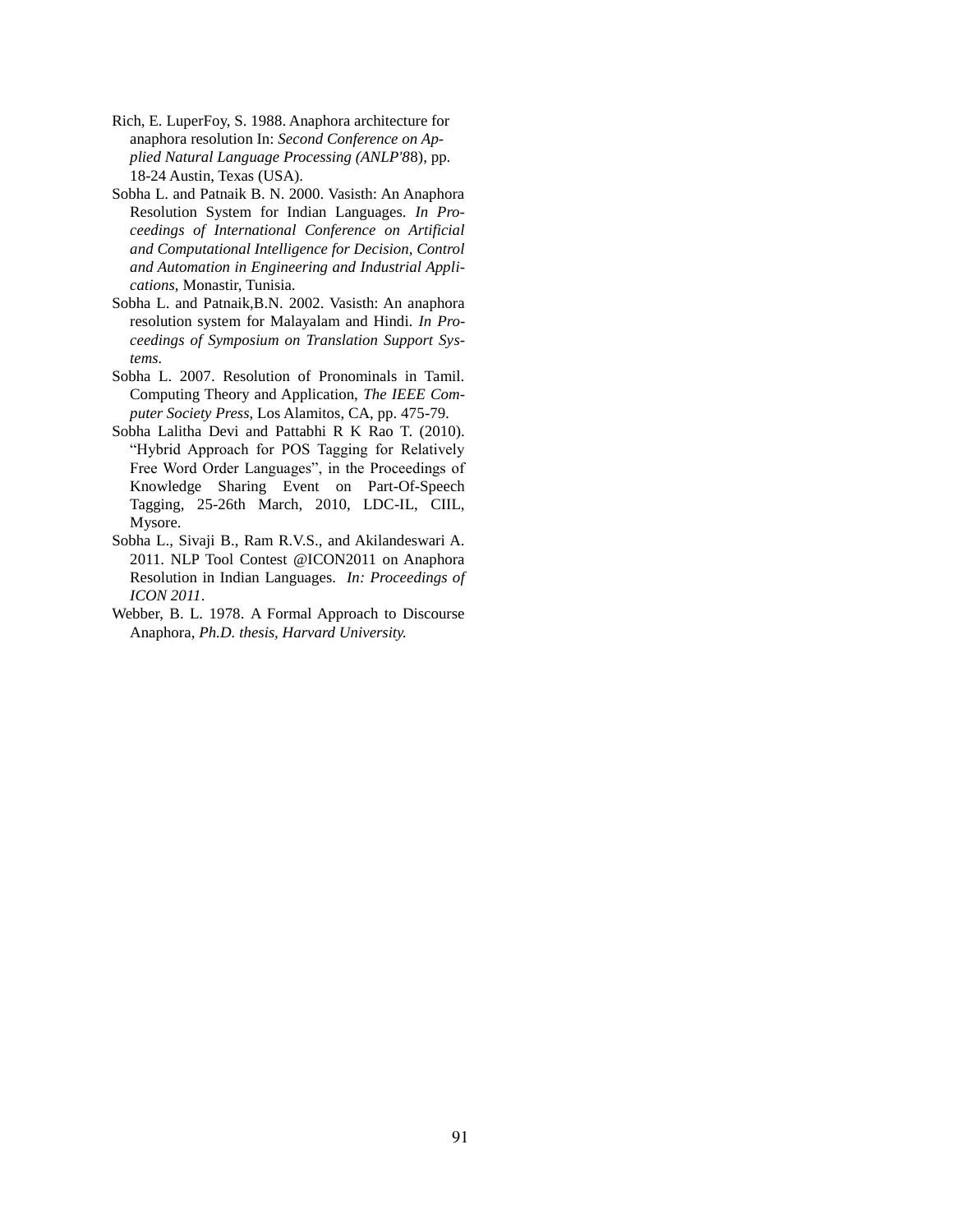Rich, E. LuperFoy, S. 1988. Anaphora architecture for anaphora resolution In: *Second Conference on Applied Natural Language Processing (ANLP'8*8), pp. 18-24 Austin, Texas (USA).

Sobha L. and Patnaik B. N. 2000. Vasisth: An Anaphora Resolution System for Indian Languages. *In Proceedings of International Conference on Artificial and Computational Intelligence for Decision, Control and Automation in Engineering and Industrial Applications*, Monastir, Tunisia.

Sobha L. and Patnaik,B.N. 2002. Vasisth: An anaphora resolution system for Malayalam and Hindi. *In Proceedings of Symposium on Translation Support Systems.*

Sobha L. 2007. Resolution of Pronominals in Tamil. Computing Theory and Application, *The IEEE Computer Society Press*, Los Alamitos, CA, pp. 475-79.

Sobha Lalitha Devi and Pattabhi R K Rao T. (2010). "Hybrid Approach for POS Tagging for Relatively Free Word Order Languages", in the Proceedings of Knowledge Sharing Event on Part-Of-Speech Tagging, 25-26th March, 2010, LDC-IL, CIIL, Mysore.

Sobha L., Sivaji B., Ram R.V.S., and Akilandeswari A. 2011. NLP Tool Contest @ICON2011 on Anaphora Resolution in Indian Languages. *In: Proceedings of ICON 2011*.

Webber, B. L. 1978. A Formal Approach to Discourse Anaphora, *Ph.D. thesis, Harvard University.*